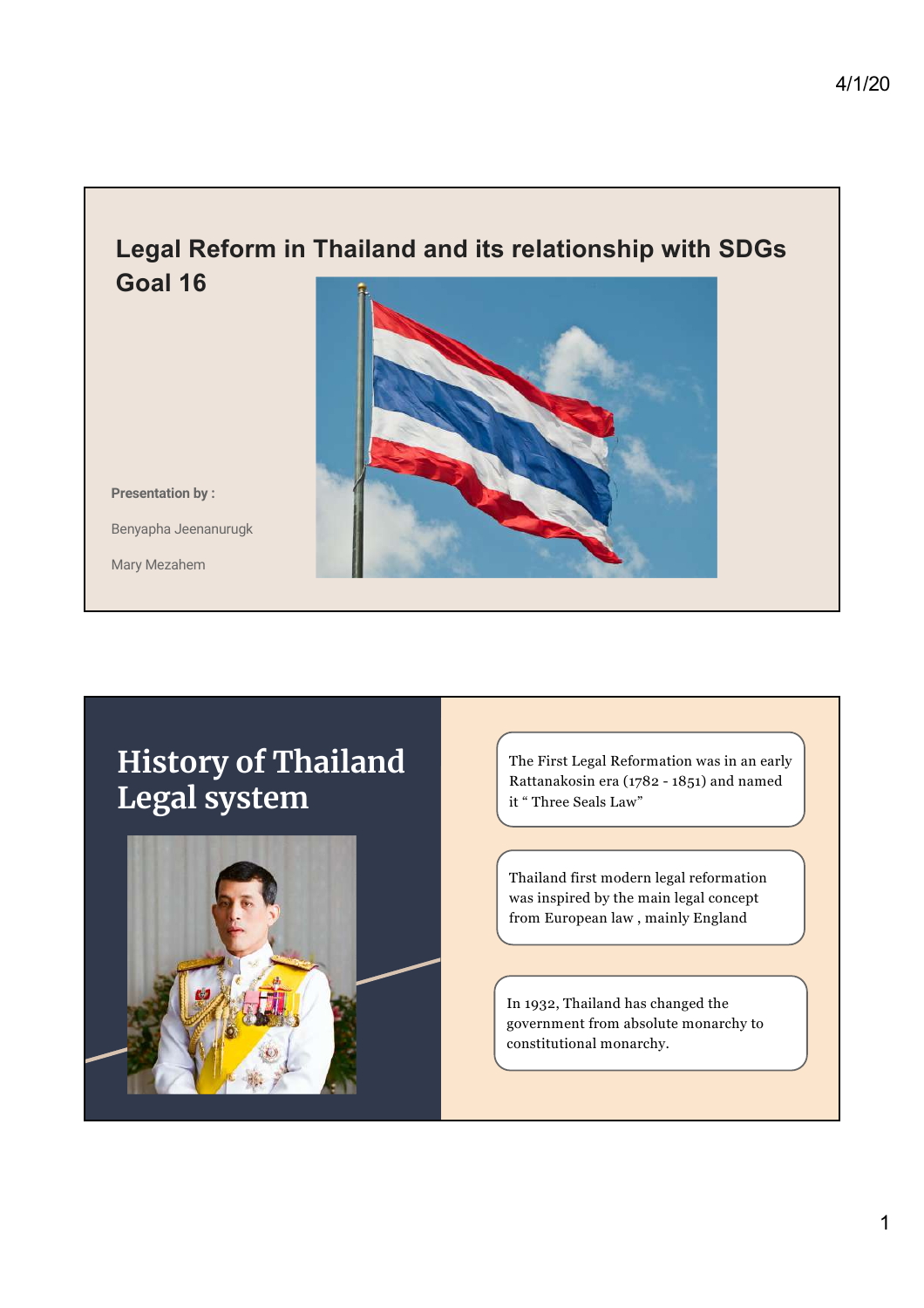## Legal Reform in Thailand and its relationship with SDGs Goal 16

**Presentation by :**

Benyapha Jeenanurugk

Mary Mezahem

## History of Thailand Legal system

The First Legal Reformation was in an early Rattanakosin era (1782 - 1851) and named it “ Three Seals Law”

Thailand first modern legal reformation was inspired by the main legal concept from European law , mainly England

In 1932, Thailand has changed the government from absolute monarchy to constitutional monarchy.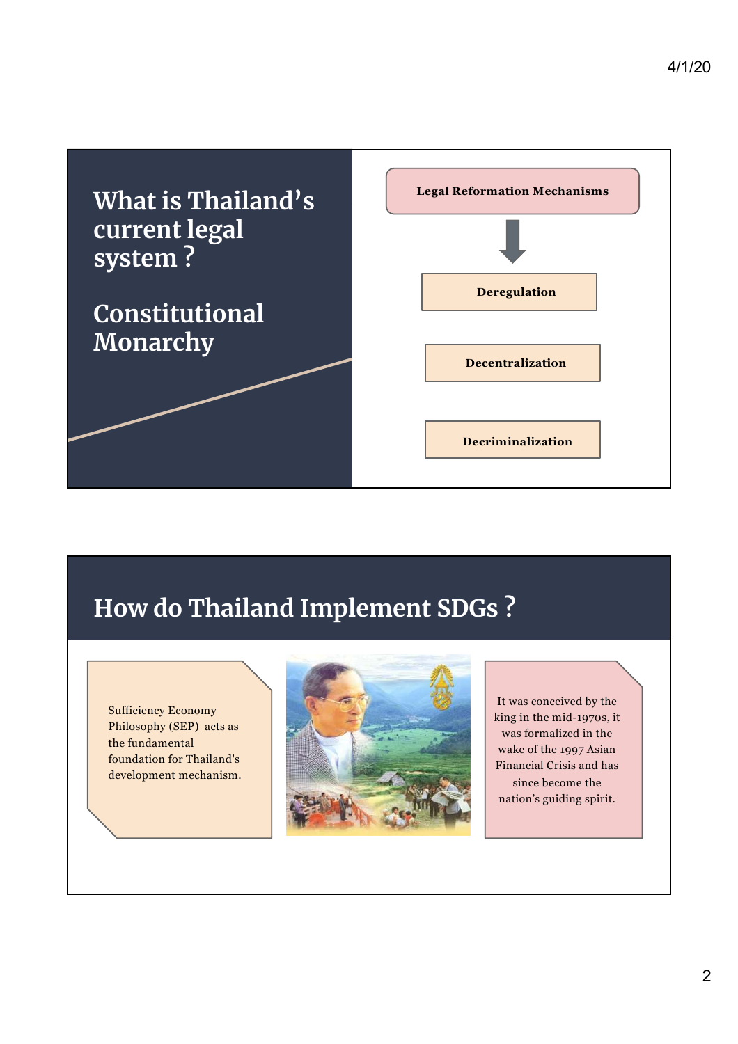## What is Thailand's current legal system ?

## Constitutional Monarchy

**Legal Reformation Mechanisms**

- **Deregulation**
- **Decentralization**
- **Decriminalization**

## How do Thailand Implement SDGs ?

Sufficiency Economy Philosophy (SEP) acts as the fundamental foundation for Thailand's development mechanism.

It was conceived by the king in the mid-1970s, it was formalized in the wake of the 1997 Asian Financial Crisis and has since become the nation's guiding spirit.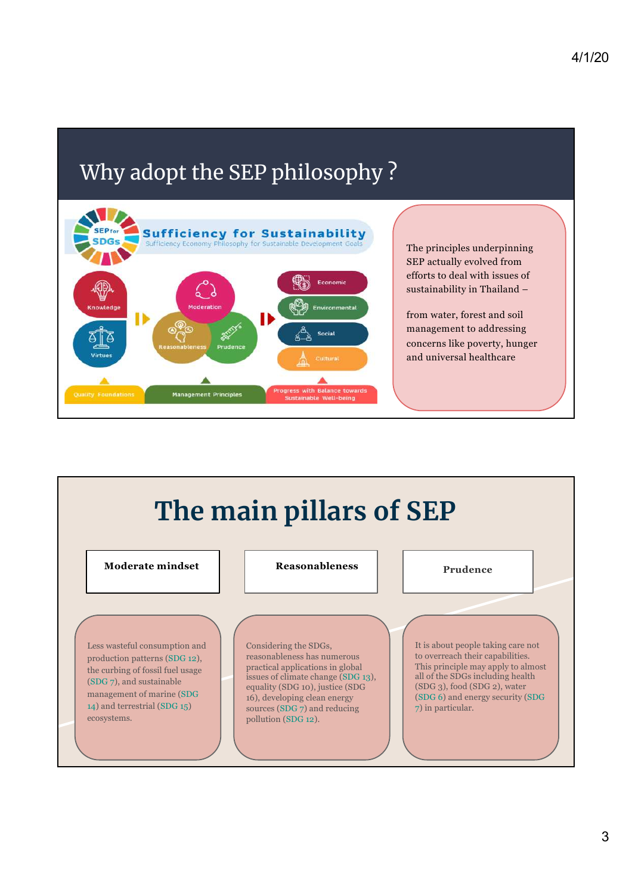# Why adopt the SEP philosophy ?

**Sufficiency for Sustainability**
Sufficiency Economy Philosophy for Sustainable Development Goals

SEP for SDGs

Knowledge
Virtues
Moderation
Reasonableness
Prudence
Economic
Environmental
Social
Cultural

Quality Foundations
Management Principles
Progress with Balance towards Sustainable Well-being

The principles underpinning SEP actually evolved from efforts to deal with issues of sustainability in Thailand –

from water, forest and soil management to addressing concerns like poverty, hunger and universal healthcare

# The main pillars of SEP

| **Moderate mindset** | **Reasonableness** | **Prudence** |
| --- | --- | --- |
| Less wasteful consumption and production patterns (SDG 12), the curbing of fossil fuel usage (SDG 7), and sustainable management of marine (SDG 14) and terrestrial (SDG 15) ecosystems. | Considering the SDGs, reasonableness has numerous practical applications in global issues of climate change (SDG 13), equality (SDG 10), justice (SDG 16), developing clean energy sources (SDG 7) and reducing pollution (SDG 12). | It is about people taking care not to overreach their capabilities. This principle may apply to almost all of the SDGs including health (SDG 3), food (SDG 2), water (SDG 6) and energy security (SDG 7) in particular. |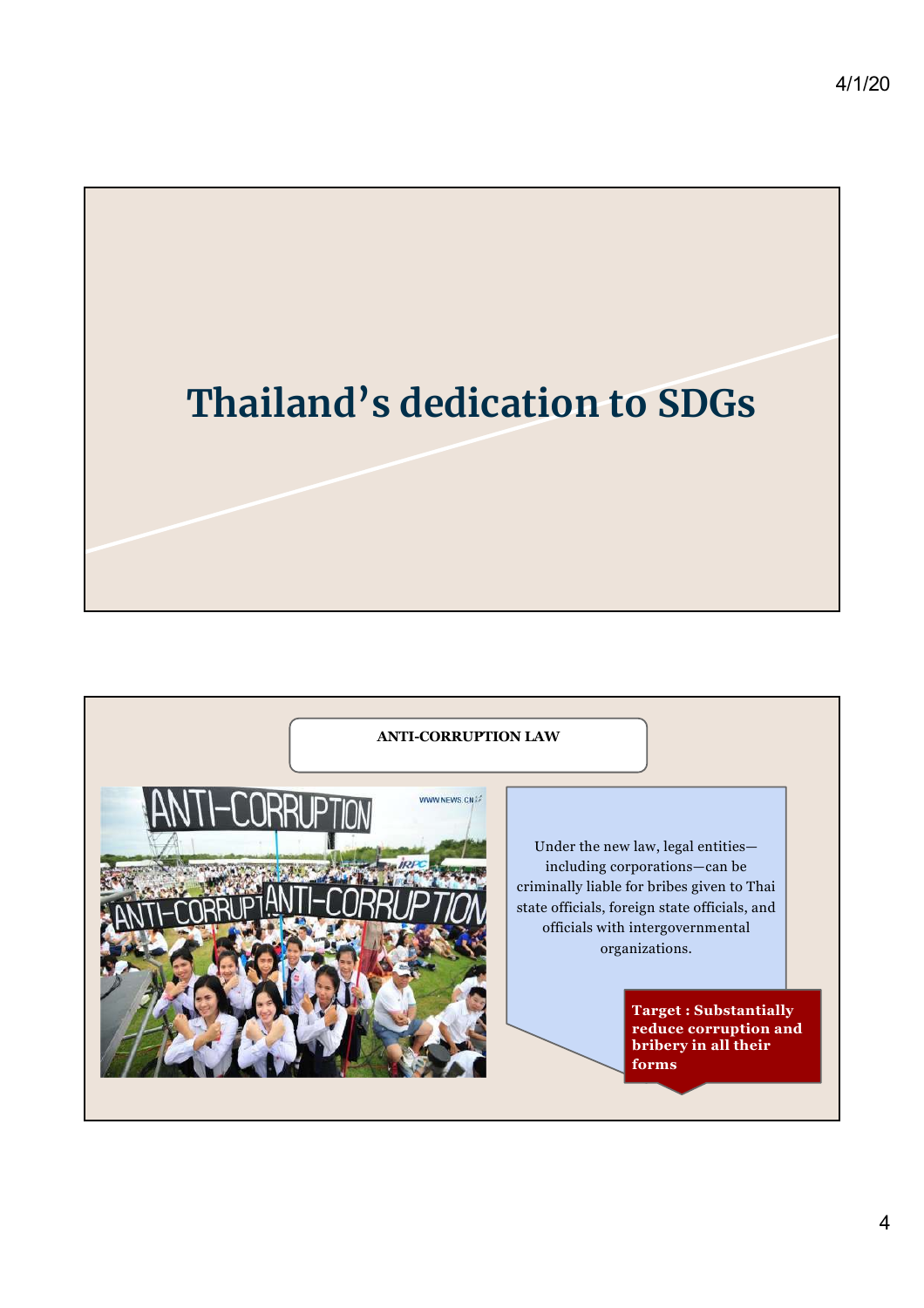# Thailand's dedication to SDGs

**ANTI-CORRUPTION LAW**

Under the new law, legal entities—including corporations—can be criminally liable for bribes given to Thai state officials, foreign state officials, and officials with intergovernmental organizations.

**Target : Substantially reduce corruption and bribery in all their forms**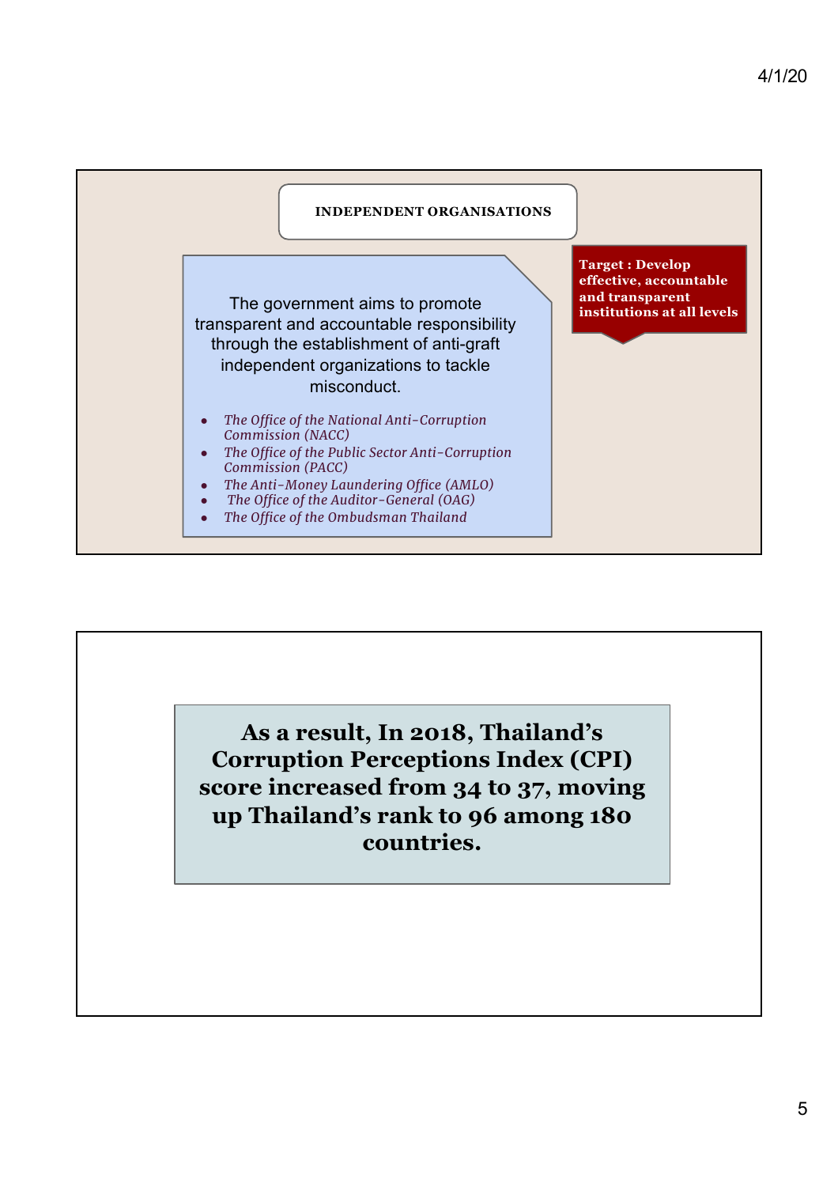## INDEPENDENT ORGANISATIONS

**Target : Develop effective, accountable and transparent institutions at all levels**

The government aims to promote transparent and accountable responsibility through the establishment of anti-graft independent organizations to tackle misconduct.

- *The Office of the National Anti-Corruption Commission (NACC)*
- *The Office of the Public Sector Anti-Corruption Commission (PACC)*
- *The Anti-Money Laundering Office (AMLO)*
- *The Office of the Auditor-General (OAG)*
- *The Office of the Ombudsman Thailand*

**As a result, In 2018, Thailand's Corruption Perceptions Index (CPI) score increased from 34 to 37, moving up Thailand's rank to 96 among 180 countries.**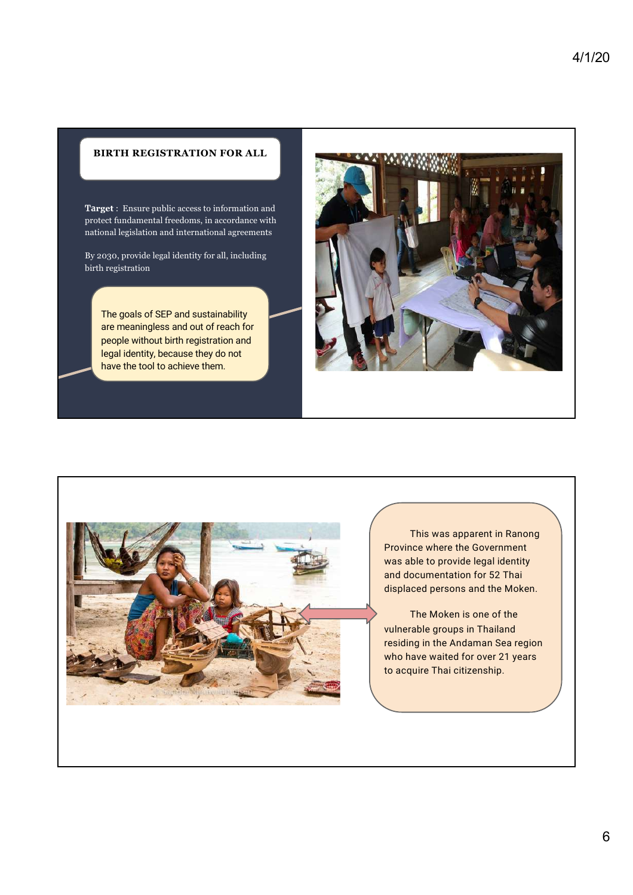## BIRTH REGISTRATION FOR ALL

**Target** : Ensure public access to information and protect fundamental freedoms, in accordance with national legislation and international agreements

By 2030, provide legal identity for all, including birth registration

The goals of SEP and sustainability are meaningless and out of reach for people without birth registration and legal identity, because they do not have the tool to achieve them.

This was apparent in Ranong Province where the Government was able to provide legal identity and documentation for 52 Thai displaced persons and the Moken.

The Moken is one of the vulnerable groups in Thailand residing in the Andaman Sea region who have waited for over 21 years to acquire Thai citizenship.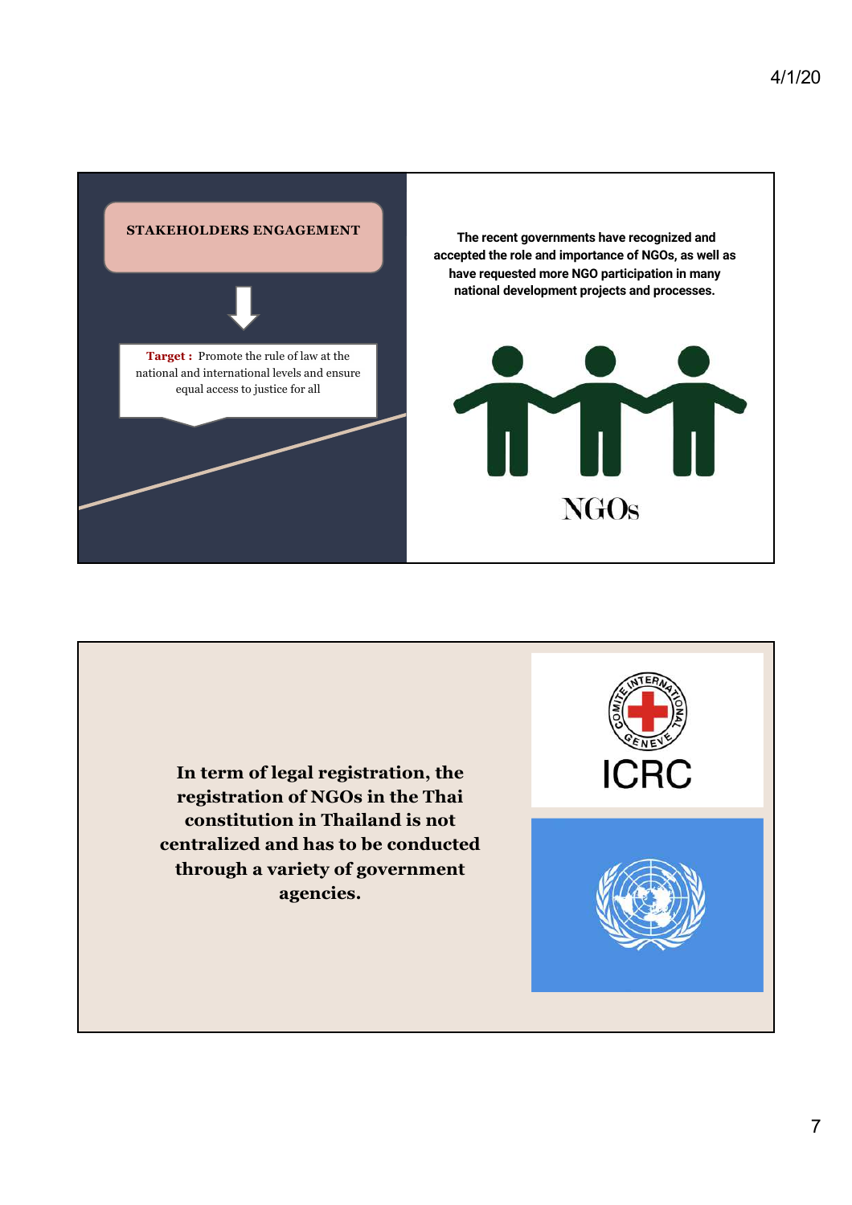## STAKEHOLDERS ENGAGEMENT

**Target :** Promote the rule of law at the national and international levels and ensure equal access to justice for all

**The recent governments have recognized and accepted the role and importance of NGOs, as well as have requested more NGO participation in many national development projects and processes.**

NGOs

**In term of legal registration, the registration of NGOs in the Thai constitution in Thailand is not centralized and has to be conducted through a variety of government agencies.**

ICRC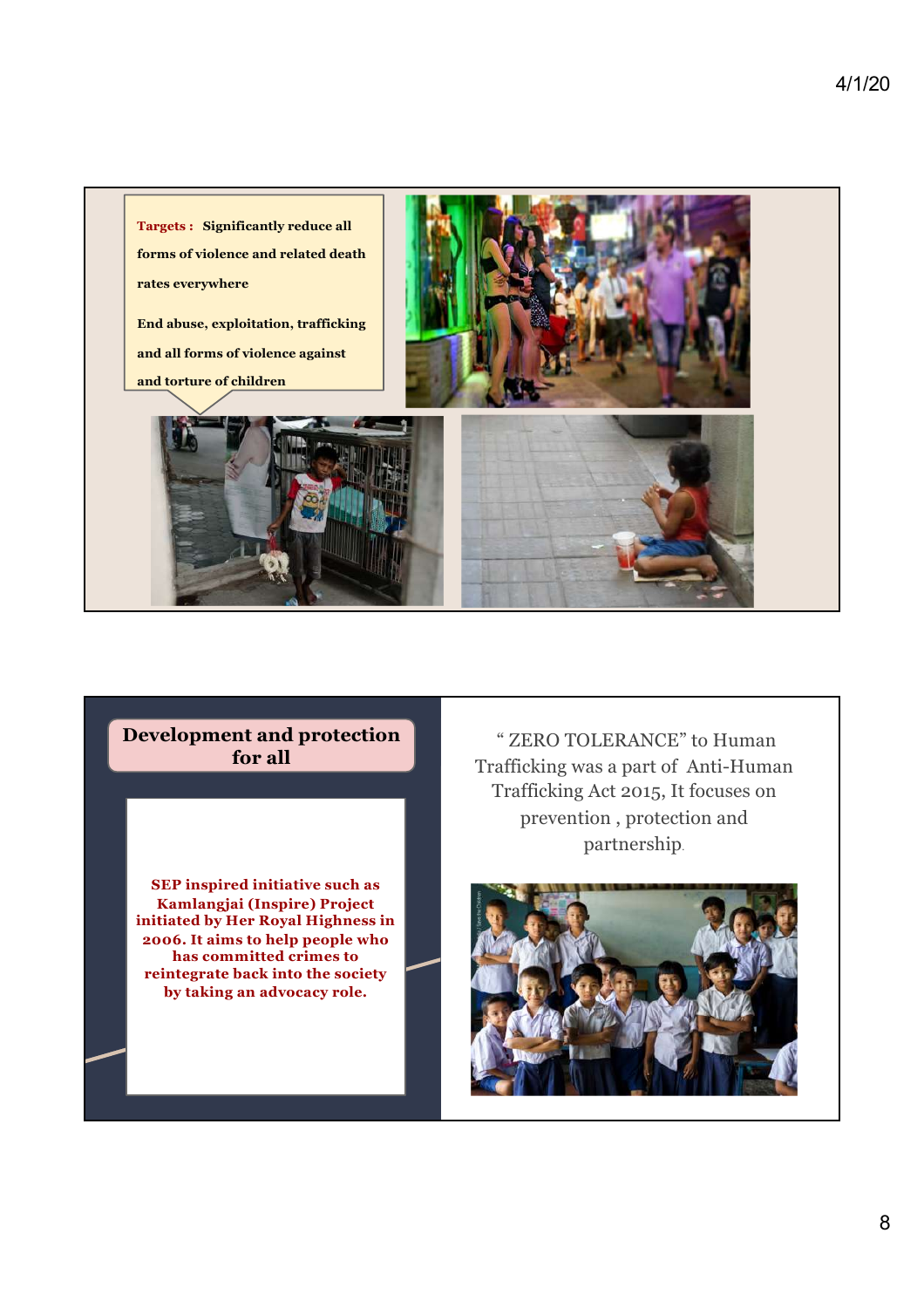**Targets :** **Significantly reduce all forms of violence and related death rates everywhere**

**End abuse, exploitation, trafficking and all forms of violence against and torture of children**

## Development and protection for all

**SEP inspired initiative such as Kamlangjai (Inspire) Project initiated by Her Royal Highness in 2006. It aims to help people who has committed crimes to reintegrate back into the society by taking an advocacy role.**

" ZERO TOLERANCE" to Human Trafficking was a part of Anti-Human Trafficking Act 2015, It focuses on prevention , protection and partnership.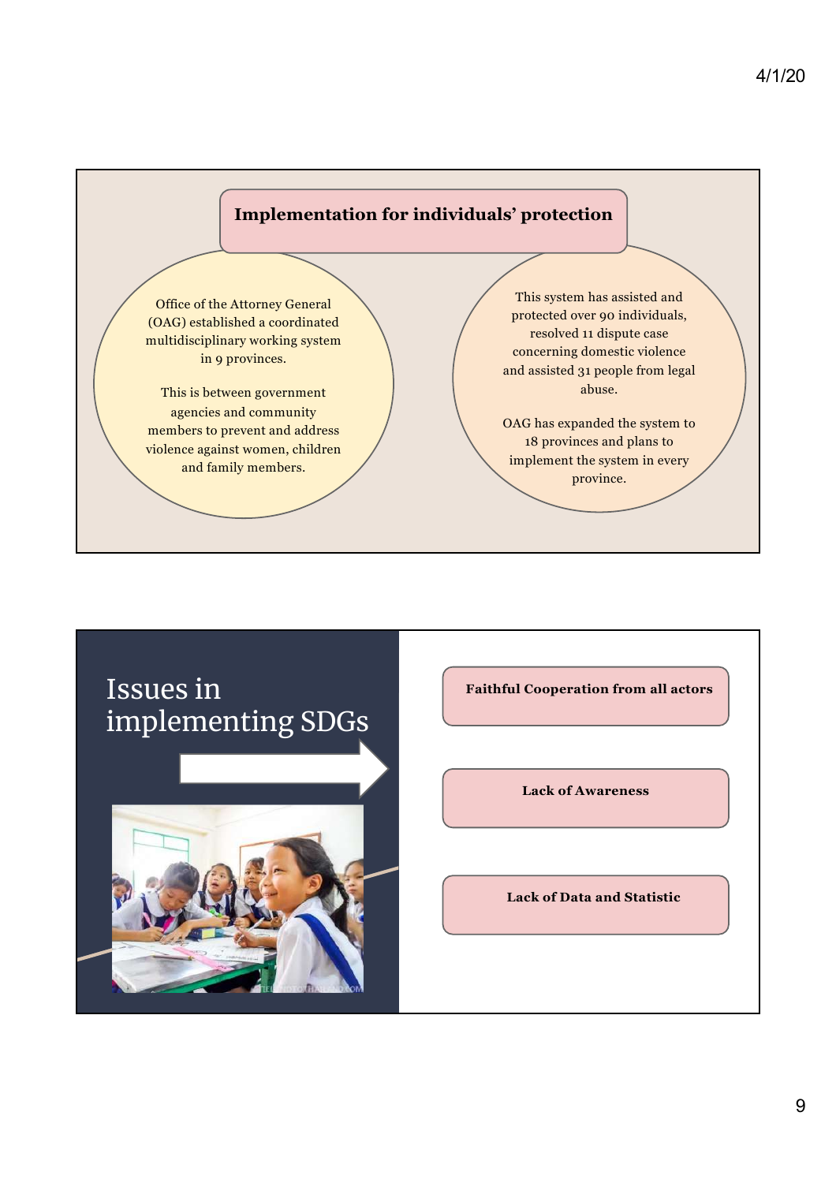## Implementation for individuals' protection

Office of the Attorney General (OAG) established a coordinated multidisciplinary working system in 9 provinces.

This is between government agencies and community members to prevent and address violence against women, children and family members.

This system has assisted and protected over 90 individuals, resolved 11 dispute case concerning domestic violence and assisted 31 people from legal abuse.

OAG has expanded the system to 18 provinces and plans to implement the system in every province.

## Issues in implementing SDGs

**Faithful Cooperation from all actors**

**Lack of Awareness**

**Lack of Data and Statistic**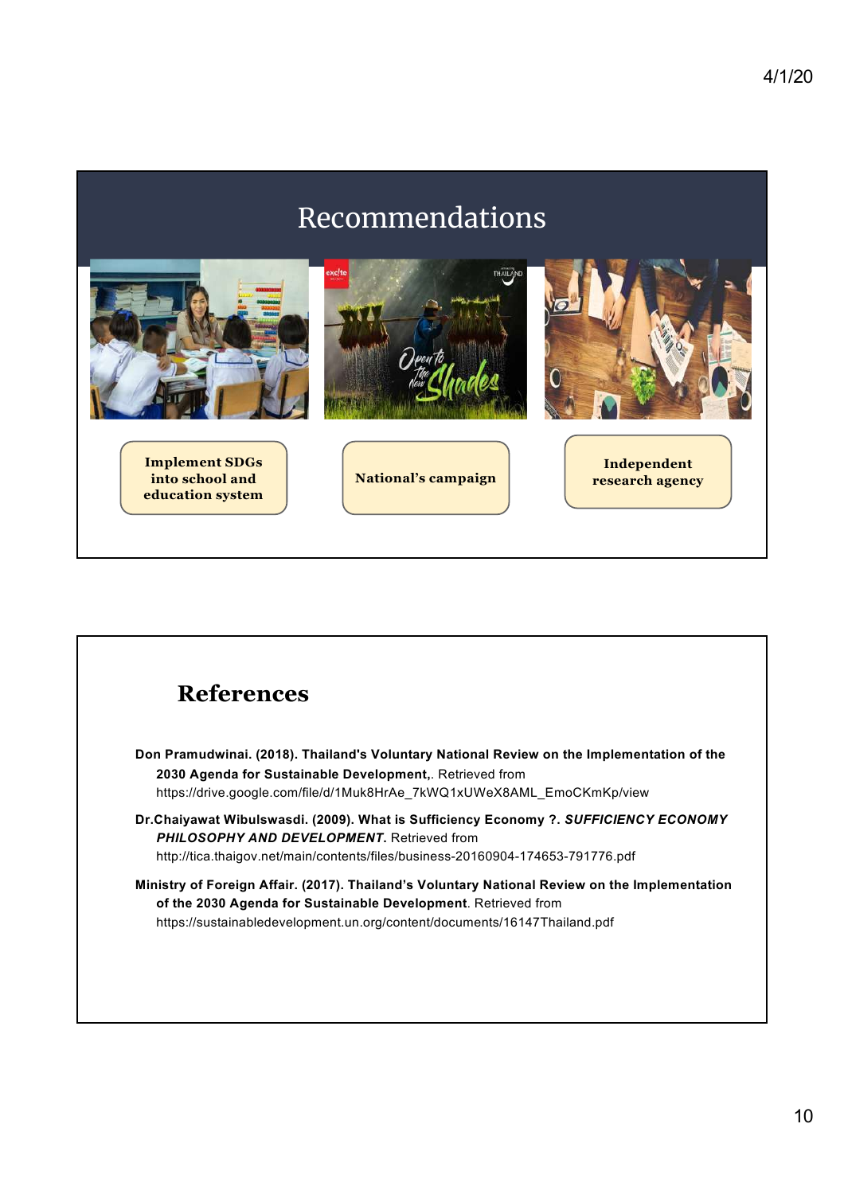# Recommendations

Implement SDGs into school and education system

National's campaign

Independent research agency

# References

**Don Pramudwinai. (2018). Thailand's Voluntary National Review on the Implementation of the 2030 Agenda for Sustainable Development,**. Retrieved from https://drive.google.com/file/d/1Muk8HrAe_7kWQ1xUWeX8AML_EmoCKmKp/view

**Dr.Chaiyawat Wibulswasdi. (2009). What is Sufficiency Economy ?. *SUFFICIENCY ECONOMY PHILOSOPHY AND DEVELOPMENT*.** Retrieved from http://tica.thaigov.net/main/contents/files/business-20160904-174653-791776.pdf

**Ministry of Foreign Affair. (2017). Thailand's Voluntary National Review on the Implementation of the 2030 Agenda for Sustainable Development**. Retrieved from https://sustainabledevelopment.un.org/content/documents/16147Thailand.pdf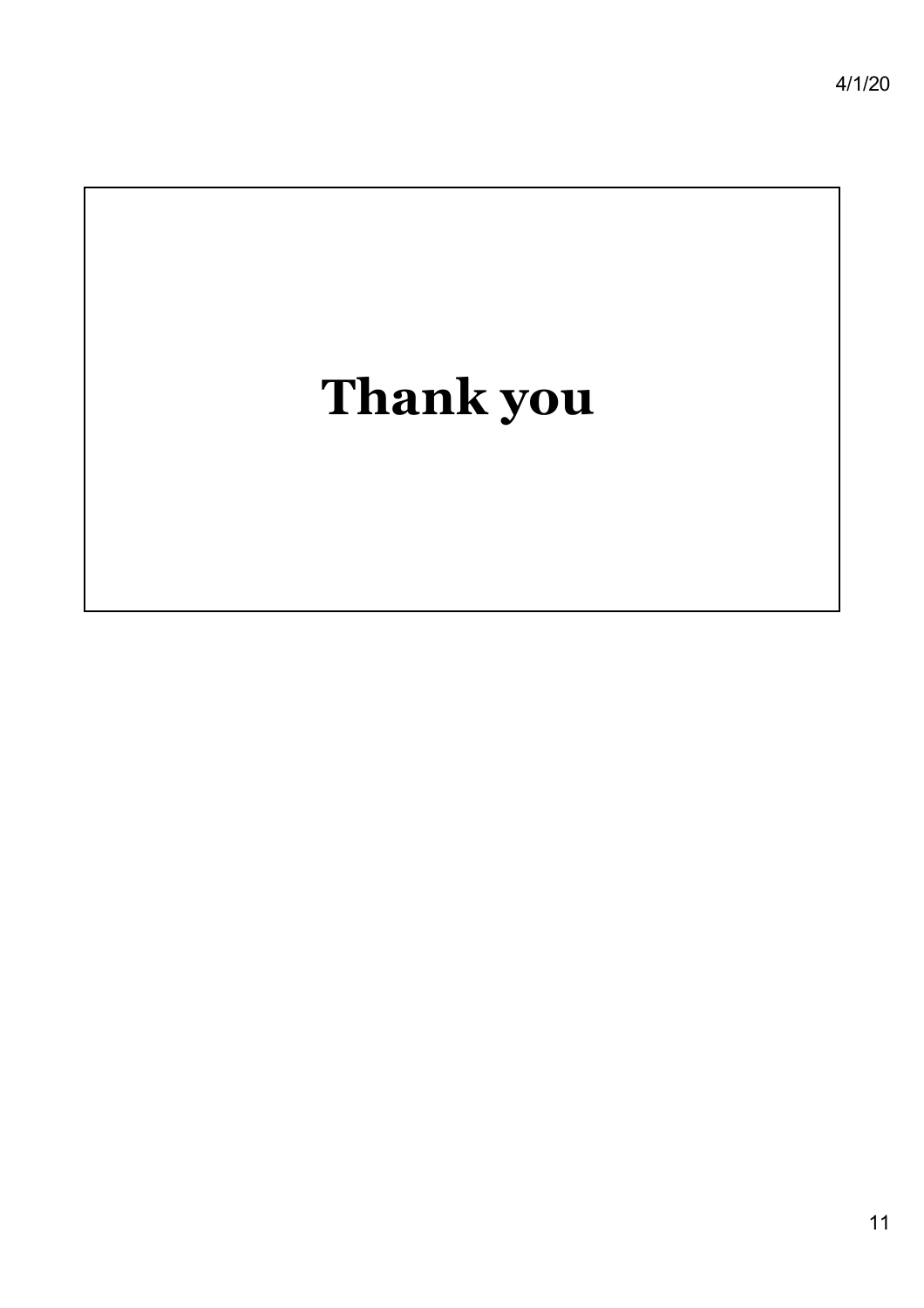# Thank you